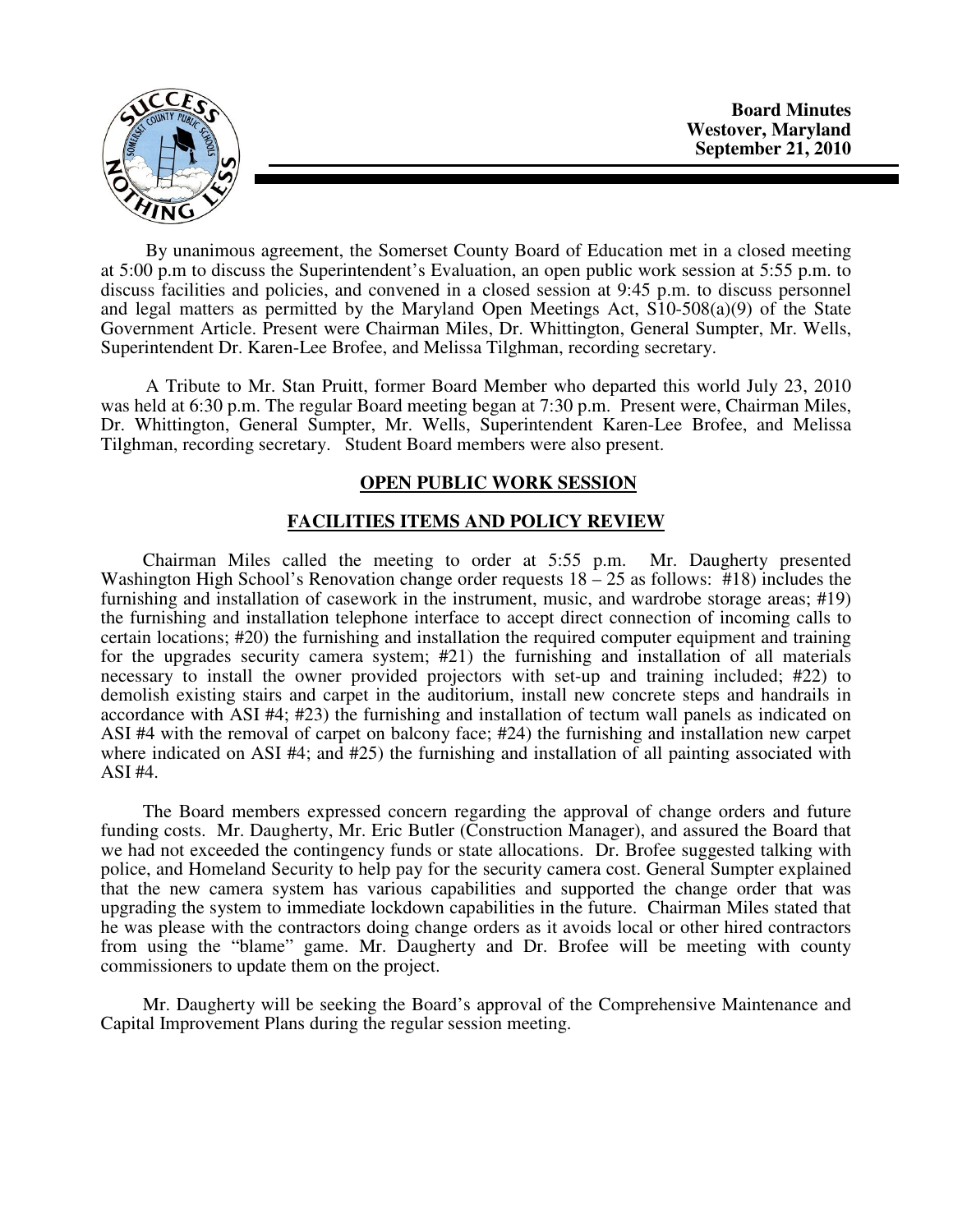**Board Minutes**
**Westover, Maryland**
**September 21, 2010**

By unanimous agreement, the Somerset County Board of Education met in a closed meeting at 5:00 p.m to discuss the Superintendent's Evaluation, an open public work session at 5:55 p.m. to discuss facilities and policies, and convened in a closed session at 9:45 p.m. to discuss personnel and legal matters as permitted by the Maryland Open Meetings Act, S10-508(a)(9) of the State Government Article. Present were Chairman Miles, Dr. Whittington, General Sumpter, Mr. Wells, Superintendent Dr. Karen-Lee Brofee, and Melissa Tilghman, recording secretary.

A Tribute to Mr. Stan Pruitt, former Board Member who departed this world July 23, 2010 was held at 6:30 p.m. The regular Board meeting began at 7:30 p.m. Present were, Chairman Miles, Dr. Whittington, General Sumpter, Mr. Wells, Superintendent Karen-Lee Brofee, and Melissa Tilghman, recording secretary. Student Board members were also present.

## OPEN PUBLIC WORK SESSION

## FACILITIES ITEMS AND POLICY REVIEW

Chairman Miles called the meeting to order at 5:55 p.m. Mr. Daugherty presented Washington High School's Renovation change order requests 18 – 25 as follows: #18) includes the furnishing and installation of casework in the instrument, music, and wardrobe storage areas; #19) the furnishing and installation telephone interface to accept direct connection of incoming calls to certain locations; #20) the furnishing and installation the required computer equipment and training for the upgrades security camera system; #21) the furnishing and installation of all materials necessary to install the owner provided projectors with set-up and training included; #22) to demolish existing stairs and carpet in the auditorium, install new concrete steps and handrails in accordance with ASI #4; #23) the furnishing and installation of tectum wall panels as indicated on ASI #4 with the removal of carpet on balcony face; #24) the furnishing and installation new carpet where indicated on ASI #4; and #25) the furnishing and installation of all painting associated with ASI #4.

The Board members expressed concern regarding the approval of change orders and future funding costs. Mr. Daugherty, Mr. Eric Butler (Construction Manager), and assured the Board that we had not exceeded the contingency funds or state allocations. Dr. Brofee suggested talking with police, and Homeland Security to help pay for the security camera cost. General Sumpter explained that the new camera system has various capabilities and supported the change order that was upgrading the system to immediate lockdown capabilities in the future. Chairman Miles stated that he was please with the contractors doing change orders as it avoids local or other hired contractors from using the "blame" game. Mr. Daugherty and Dr. Brofee will be meeting with county commissioners to update them on the project.

Mr. Daugherty will be seeking the Board's approval of the Comprehensive Maintenance and Capital Improvement Plans during the regular session meeting.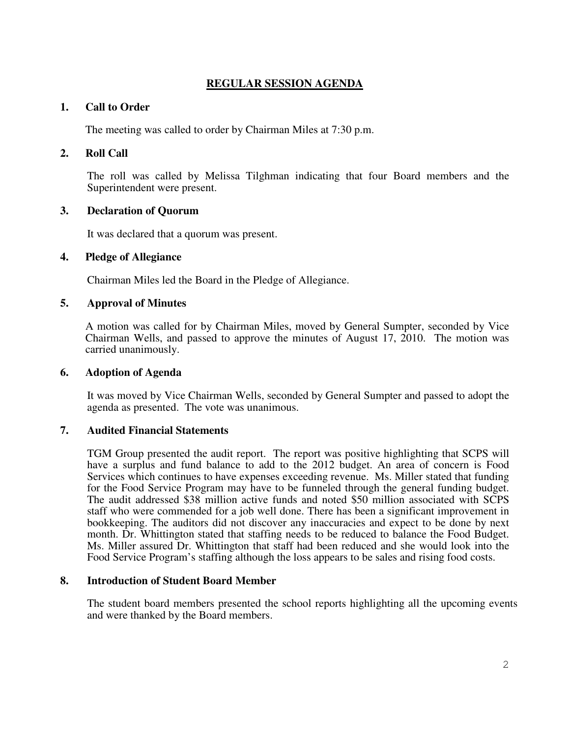## REGULAR SESSION AGENDA

### 1. Call to Order

The meeting was called to order by Chairman Miles at 7:30 p.m.

### 2. Roll Call

The roll was called by Melissa Tilghman indicating that four Board members and the Superintendent were present.

### 3. Declaration of Quorum

It was declared that a quorum was present.

### 4. Pledge of Allegiance

Chairman Miles led the Board in the Pledge of Allegiance.

### 5. Approval of Minutes

A motion was called for by Chairman Miles, moved by General Sumpter, seconded by Vice Chairman Wells, and passed to approve the minutes of August 17, 2010. The motion was carried unanimously.

### 6. Adoption of Agenda

It was moved by Vice Chairman Wells, seconded by General Sumpter and passed to adopt the agenda as presented. The vote was unanimous.

### 7. Audited Financial Statements

TGM Group presented the audit report. The report was positive highlighting that SCPS will have a surplus and fund balance to add to the 2012 budget. An area of concern is Food Services which continues to have expenses exceeding revenue. Ms. Miller stated that funding for the Food Service Program may have to be funneled through the general funding budget. The audit addressed $38 million active funds and noted $50 million associated with SCPS staff who were commended for a job well done. There has been a significant improvement in bookkeeping. The auditors did not discover any inaccuracies and expect to be done by next month. Dr. Whittington stated that staffing needs to be reduced to balance the Food Budget. Ms. Miller assured Dr. Whittington that staff had been reduced and she would look into the Food Service Program's staffing although the loss appears to be sales and rising food costs.

### 8. Introduction of Student Board Member

The student board members presented the school reports highlighting all the upcoming events and were thanked by the Board members.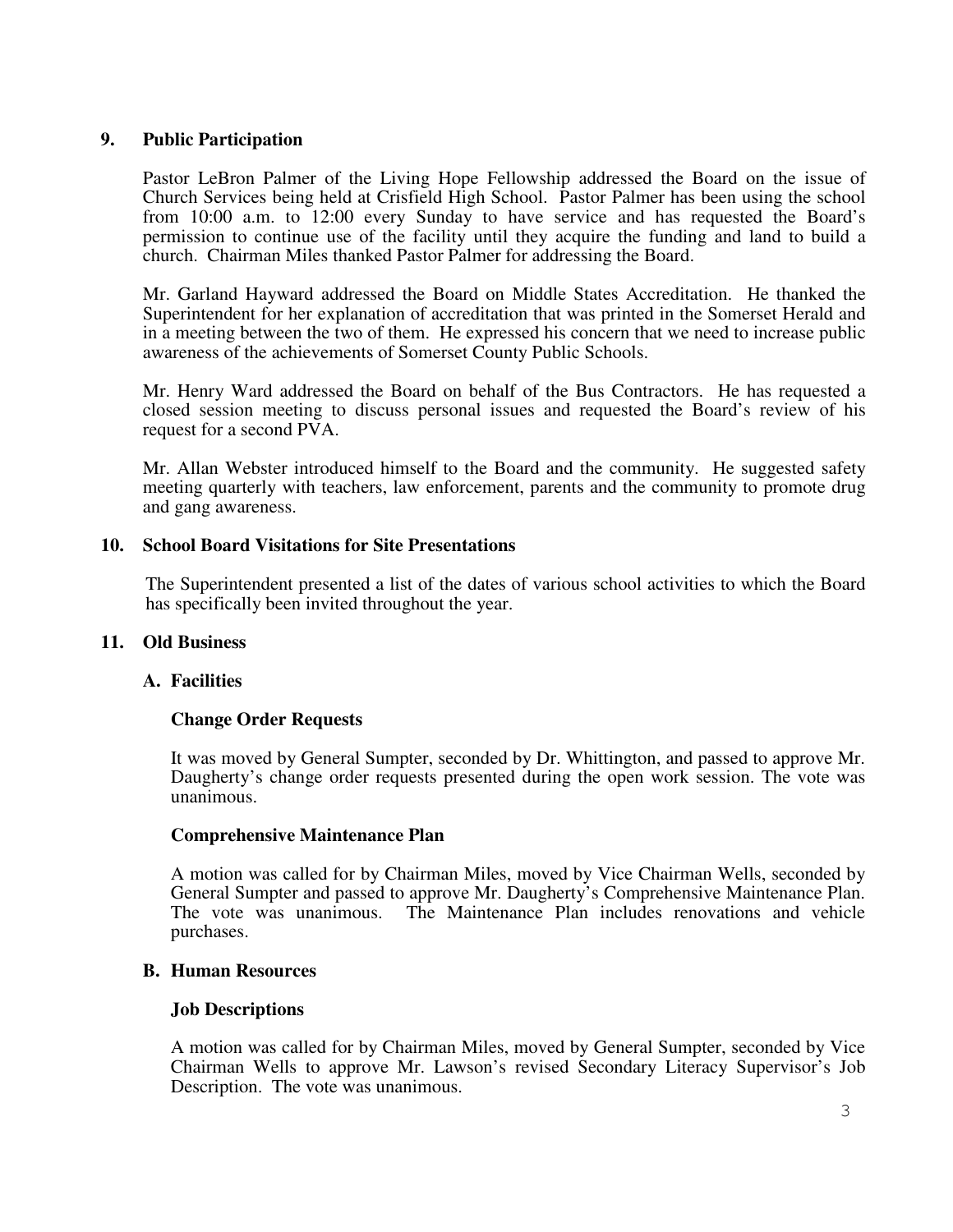## 9. Public Participation

Pastor LeBron Palmer of the Living Hope Fellowship addressed the Board on the issue of Church Services being held at Crisfield High School. Pastor Palmer has been using the school from 10:00 a.m. to 12:00 every Sunday to have service and has requested the Board's permission to continue use of the facility until they acquire the funding and land to build a church. Chairman Miles thanked Pastor Palmer for addressing the Board.

Mr. Garland Hayward addressed the Board on Middle States Accreditation. He thanked the Superintendent for her explanation of accreditation that was printed in the Somerset Herald and in a meeting between the two of them. He expressed his concern that we need to increase public awareness of the achievements of Somerset County Public Schools.

Mr. Henry Ward addressed the Board on behalf of the Bus Contractors. He has requested a closed session meeting to discuss personal issues and requested the Board's review of his request for a second PVA.

Mr. Allan Webster introduced himself to the Board and the community. He suggested safety meeting quarterly with teachers, law enforcement, parents and the community to promote drug and gang awareness.

## 10. School Board Visitations for Site Presentations

The Superintendent presented a list of the dates of various school activities to which the Board has specifically been invited throughout the year.

## 11. Old Business

### A. Facilities

#### Change Order Requests

It was moved by General Sumpter, seconded by Dr. Whittington, and passed to approve Mr. Daugherty's change order requests presented during the open work session. The vote was unanimous.

#### Comprehensive Maintenance Plan

A motion was called for by Chairman Miles, moved by Vice Chairman Wells, seconded by General Sumpter and passed to approve Mr. Daugherty's Comprehensive Maintenance Plan. The vote was unanimous. The Maintenance Plan includes renovations and vehicle purchases.

### B. Human Resources

#### Job Descriptions

A motion was called for by Chairman Miles, moved by General Sumpter, seconded by Vice Chairman Wells to approve Mr. Lawson's revised Secondary Literacy Supervisor's Job Description. The vote was unanimous.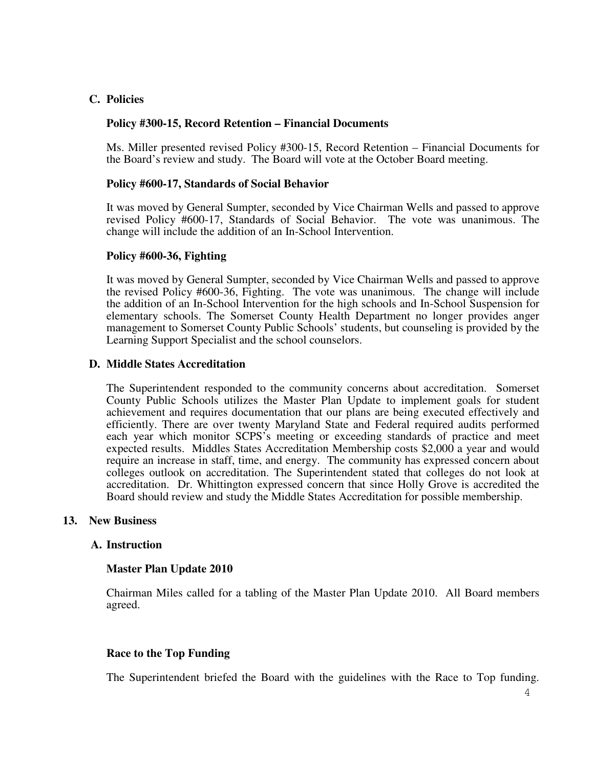## C. Policies

### Policy #300-15, Record Retention – Financial Documents

Ms. Miller presented revised Policy #300-15, Record Retention – Financial Documents for the Board's review and study. The Board will vote at the October Board meeting.

### Policy #600-17, Standards of Social Behavior

It was moved by General Sumpter, seconded by Vice Chairman Wells and passed to approve revised Policy #600-17, Standards of Social Behavior. The vote was unanimous. The change will include the addition of an In-School Intervention.

### Policy #600-36, Fighting

It was moved by General Sumpter, seconded by Vice Chairman Wells and passed to approve the revised Policy #600-36, Fighting. The vote was unanimous. The change will include the addition of an In-School Intervention for the high schools and In-School Suspension for elementary schools. The Somerset County Health Department no longer provides anger management to Somerset County Public Schools' students, but counseling is provided by the Learning Support Specialist and the school counselors.

## D. Middle States Accreditation

The Superintendent responded to the community concerns about accreditation. Somerset County Public Schools utilizes the Master Plan Update to implement goals for student achievement and requires documentation that our plans are being executed effectively and efficiently. There are over twenty Maryland State and Federal required audits performed each year which monitor SCPS's meeting or exceeding standards of practice and meet expected results. Middles States Accreditation Membership costs $2,000 a year and would require an increase in staff, time, and energy. The community has expressed concern about colleges outlook on accreditation. The Superintendent stated that colleges do not look at accreditation. Dr. Whittington expressed concern that since Holly Grove is accredited the Board should review and study the Middle States Accreditation for possible membership.

# 13. New Business

## A. Instruction

### Master Plan Update 2010

Chairman Miles called for a tabling of the Master Plan Update 2010. All Board members agreed.

### Race to the Top Funding

The Superintendent briefed the Board with the guidelines with the Race to Top funding.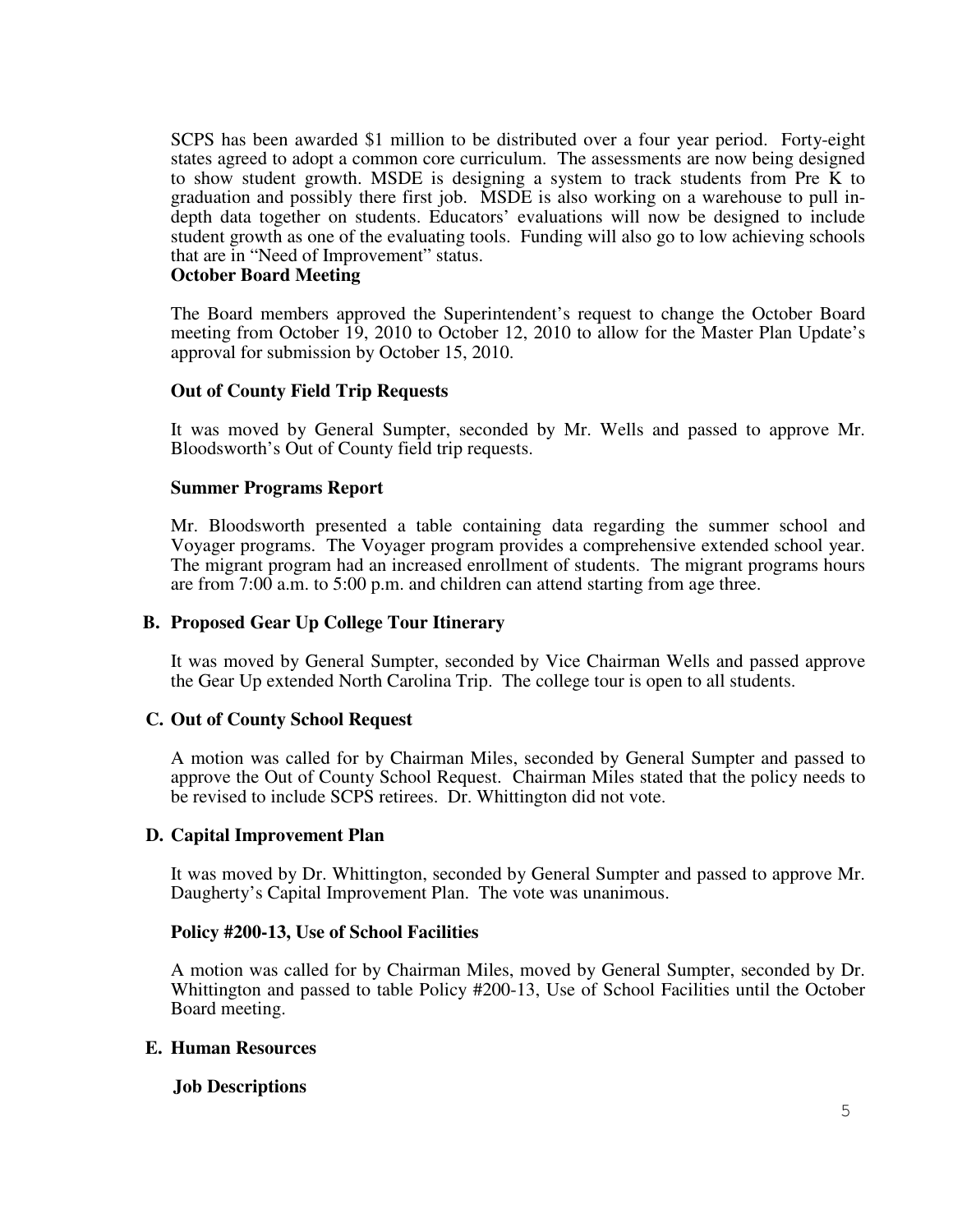SCPS has been awarded $1 million to be distributed over a four year period. Forty-eight states agreed to adopt a common core curriculum. The assessments are now being designed to show student growth. MSDE is designing a system to track students from Pre K to graduation and possibly there first job. MSDE is also working on a warehouse to pull in-depth data together on students. Educators' evaluations will now be designed to include student growth as one of the evaluating tools. Funding will also go to low achieving schools that are in "Need of Improvement" status.

**October Board Meeting**

The Board members approved the Superintendent's request to change the October Board meeting from October 19, 2010 to October 12, 2010 to allow for the Master Plan Update's approval for submission by October 15, 2010.

**Out of County Field Trip Requests**

It was moved by General Sumpter, seconded by Mr. Wells and passed to approve Mr. Bloodsworth's Out of County field trip requests.

**Summer Programs Report**

Mr. Bloodsworth presented a table containing data regarding the summer school and Voyager programs. The Voyager program provides a comprehensive extended school year. The migrant program had an increased enrollment of students. The migrant programs hours are from 7:00 a.m. to 5:00 p.m. and children can attend starting from age three.

**B. Proposed Gear Up College Tour Itinerary**

It was moved by General Sumpter, seconded by Vice Chairman Wells and passed approve the Gear Up extended North Carolina Trip. The college tour is open to all students.

**C. Out of County School Request**

A motion was called for by Chairman Miles, seconded by General Sumpter and passed to approve the Out of County School Request. Chairman Miles stated that the policy needs to be revised to include SCPS retirees. Dr. Whittington did not vote.

**D. Capital Improvement Plan**

It was moved by Dr. Whittington, seconded by General Sumpter and passed to approve Mr. Daugherty's Capital Improvement Plan. The vote was unanimous.

**Policy #200-13, Use of School Facilities**

A motion was called for by Chairman Miles, moved by General Sumpter, seconded by Dr. Whittington and passed to table Policy #200-13, Use of School Facilities until the October Board meeting.

**E. Human Resources**

**Job Descriptions**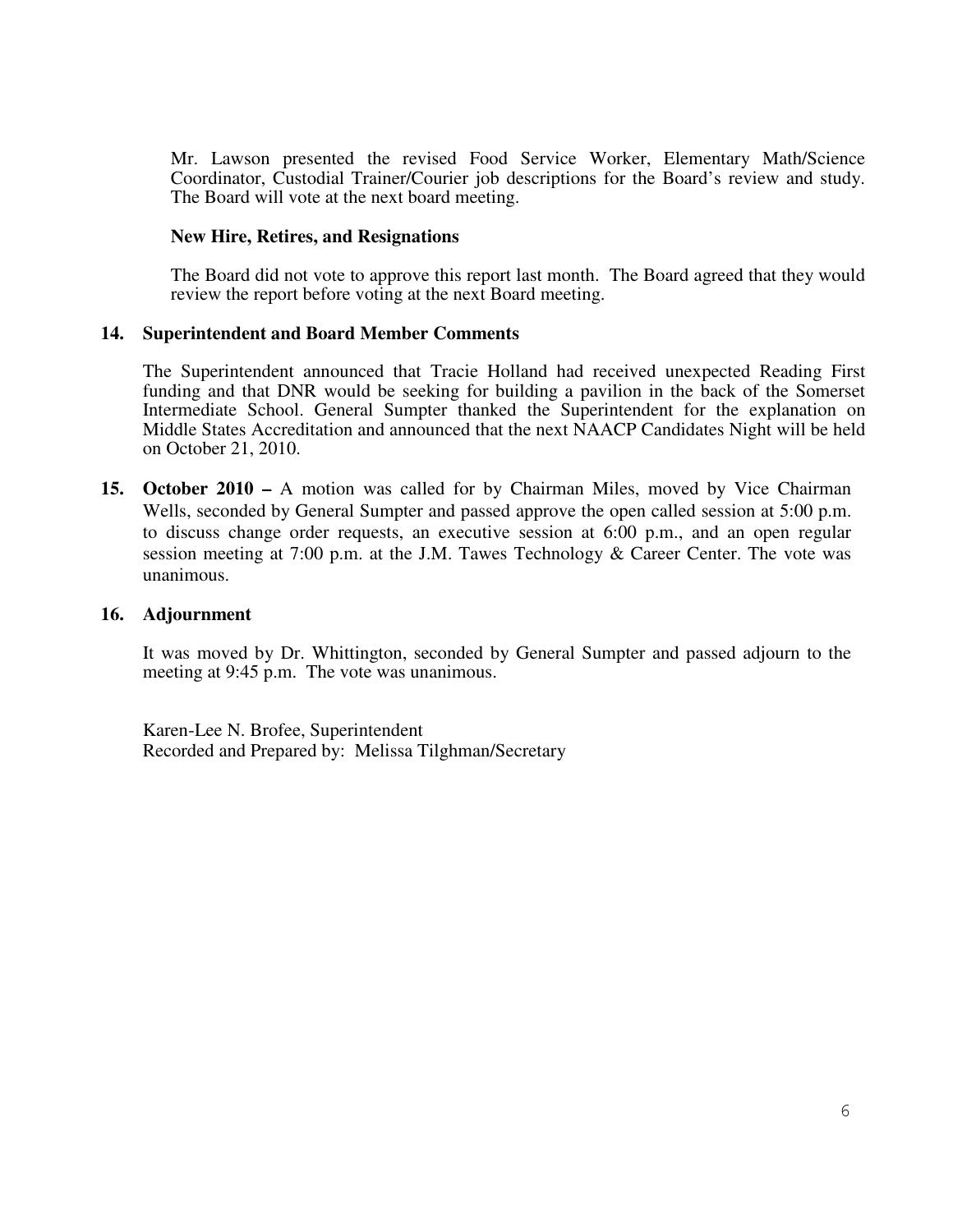Mr. Lawson presented the revised Food Service Worker, Elementary Math/Science Coordinator, Custodial Trainer/Courier job descriptions for the Board's review and study. The Board will vote at the next board meeting.

**New Hire, Retires, and Resignations**

The Board did not vote to approve this report last month. The Board agreed that they would review the report before voting at the next Board meeting.

**14. Superintendent and Board Member Comments**

The Superintendent announced that Tracie Holland had received unexpected Reading First funding and that DNR would be seeking for building a pavilion in the back of the Somerset Intermediate School. General Sumpter thanked the Superintendent for the explanation on Middle States Accreditation and announced that the next NAACP Candidates Night will be held on October 21, 2010.

**15. October 2010 –** A motion was called for by Chairman Miles, moved by Vice Chairman Wells, seconded by General Sumpter and passed approve the open called session at 5:00 p.m. to discuss change order requests, an executive session at 6:00 p.m., and an open regular session meeting at 7:00 p.m. at the J.M. Tawes Technology & Career Center. The vote was unanimous.

**16. Adjournment**

It was moved by Dr. Whittington, seconded by General Sumpter and passed adjourn to the meeting at 9:45 p.m. The vote was unanimous.

Karen-Lee N. Brofee, Superintendent
Recorded and Prepared by: Melissa Tilghman/Secretary